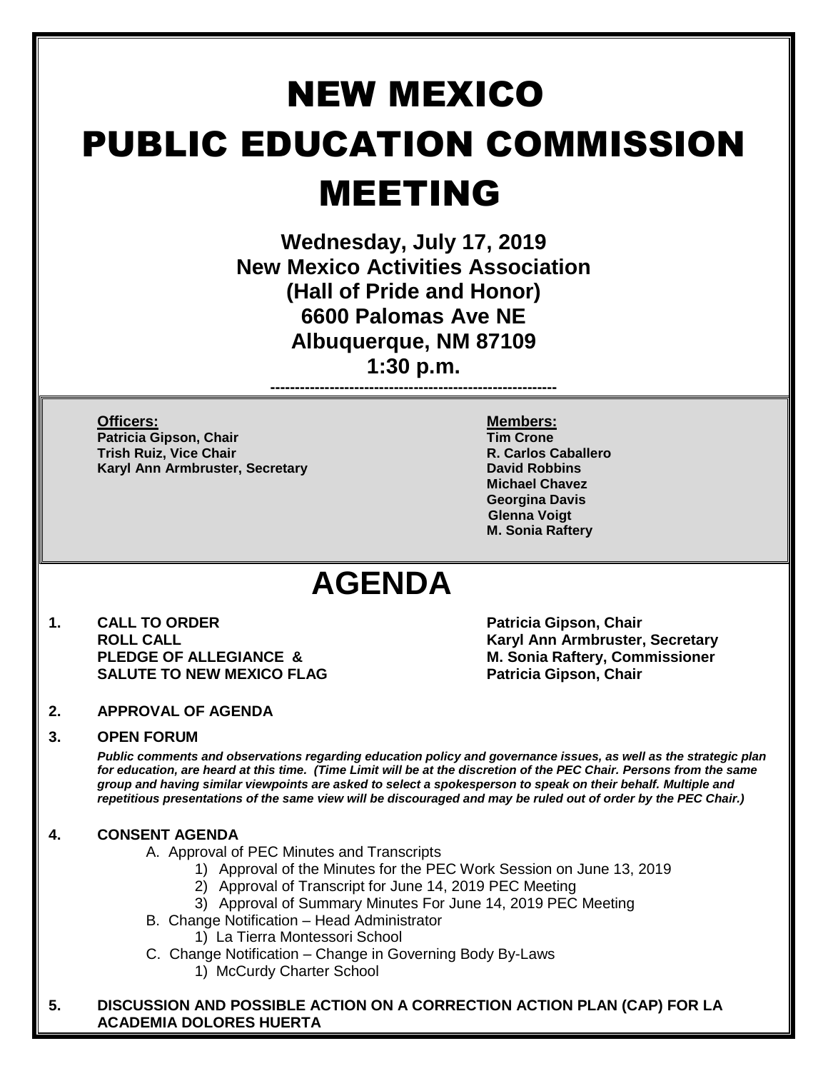// NEW MEXICO PUBLIC EDUCATION COMMISSION MEETING

# NEW MEXICO PUBLIC EDUCATION COMMISSION MEETING

**Wednesday, July 17, 2019**
**New Mexico Activities Association**
**(Hall of Pride and Honor)**
**6600 Palomas Ave NE**
**Albuquerque, NM 87109**
**1:30 p.m.**

---

**Officers:**
**Patricia Gipson, Chair**
**Trish Ruiz, Vice Chair**
**Karyl Ann Armbruster, Secretary**

**Members:**
**Tim Crone**
**R. Carlos Caballero**
**David Robbins**
**Michael Chavez**
**Georgina Davis**
**Glenna Voigt**
**M. Sonia Raftery**

# AGENDA

**1. CALL TO ORDER** — **Patricia Gipson, Chair**
**ROLL CALL** — **Karyl Ann Armbruster, Secretary**
**PLEDGE OF ALLEGIANCE & SALUTE TO NEW MEXICO FLAG** — **M. Sonia Raftery, Commissioner; Patricia Gipson, Chair**

**2. APPROVAL OF AGENDA**

**3. OPEN FORUM**

***Public comments and observations regarding education policy and governance issues, as well as the strategic plan for education, are heard at this time. (Time Limit will be at the discretion of the PEC Chair. Persons from the same group and having similar viewpoints are asked to select a spokesperson to speak on their behalf. Multiple and repetitious presentations of the same view will be discouraged and may be ruled out of order by the PEC Chair.)***

**4. CONSENT AGENDA**

A. Approval of PEC Minutes and Transcripts
   1) Approval of the Minutes for the PEC Work Session on June 13, 2019
   2) Approval of Transcript for June 14, 2019 PEC Meeting
   3) Approval of Summary Minutes For June 14, 2019 PEC Meeting

B. Change Notification – Head Administrator
   1) La Tierra Montessori School

C. Change Notification – Change in Governing Body By-Laws
   1) McCurdy Charter School

**5. DISCUSSION AND POSSIBLE ACTION ON A CORRECTION ACTION PLAN (CAP) FOR LA ACADEMIA DOLORES HUERTA**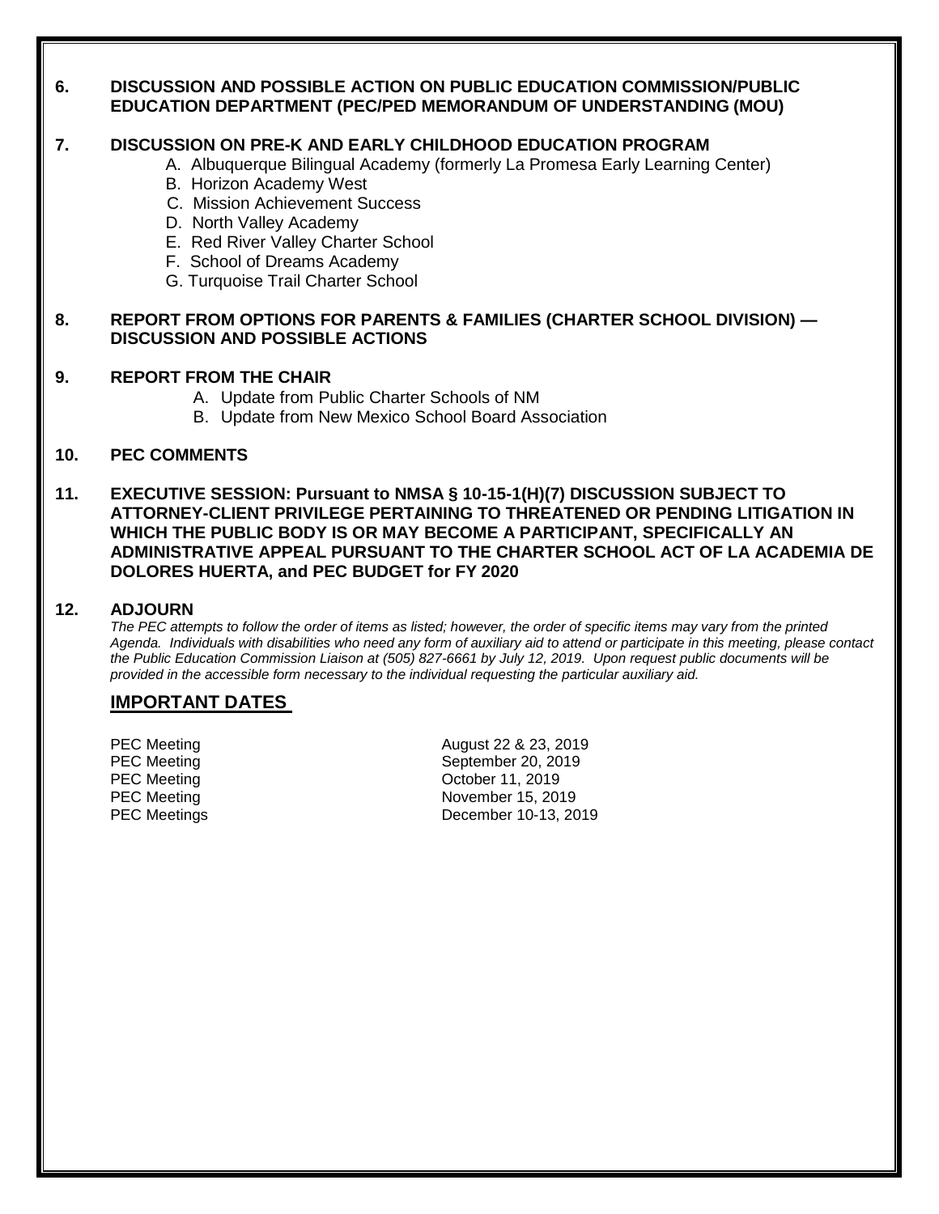**6. DISCUSSION AND POSSIBLE ACTION ON PUBLIC EDUCATION COMMISSION/PUBLIC EDUCATION DEPARTMENT (PEC/PED MEMORANDUM OF UNDERSTANDING (MOU)**

**7. DISCUSSION ON PRE-K AND EARLY CHILDHOOD EDUCATION PROGRAM**

A. Albuquerque Bilingual Academy (formerly La Promesa Early Learning Center)
B. Horizon Academy West
C. Mission Achievement Success
D. North Valley Academy
E. Red River Valley Charter School
F. School of Dreams Academy
G. Turquoise Trail Charter School

**8. REPORT FROM OPTIONS FOR PARENTS & FAMILIES (CHARTER SCHOOL DIVISION) — DISCUSSION AND POSSIBLE ACTIONS**

**9. REPORT FROM THE CHAIR**

A. Update from Public Charter Schools of NM
B. Update from New Mexico School Board Association

**10. PEC COMMENTS**

**11. EXECUTIVE SESSION: Pursuant to NMSA § 10-15-1(H)(7) DISCUSSION SUBJECT TO ATTORNEY-CLIENT PRIVILEGE PERTAINING TO THREATENED OR PENDING LITIGATION IN WHICH THE PUBLIC BODY IS OR MAY BECOME A PARTICIPANT, SPECIFICALLY AN ADMINISTRATIVE APPEAL PURSUANT TO THE CHARTER SCHOOL ACT OF LA ACADEMIA DE DOLORES HUERTA, and PEC BUDGET for FY 2020**

**12. ADJOURN**

*The PEC attempts to follow the order of items as listed; however, the order of specific items may vary from the printed Agenda. Individuals with disabilities who need any form of auxiliary aid to attend or participate in this meeting, please contact the Public Education Commission Liaison at (505) 827-6661 by July 12, 2019. Upon request public documents will be provided in the accessible form necessary to the individual requesting the particular auxiliary aid.*

## IMPORTANT DATES

| | |
|---|---|
| PEC Meeting | August 22 & 23, 2019 |
| PEC Meeting | September 20, 2019 |
| PEC Meeting | October 11, 2019 |
| PEC Meeting | November 15, 2019 |
| PEC Meetings | December 10-13, 2019 |